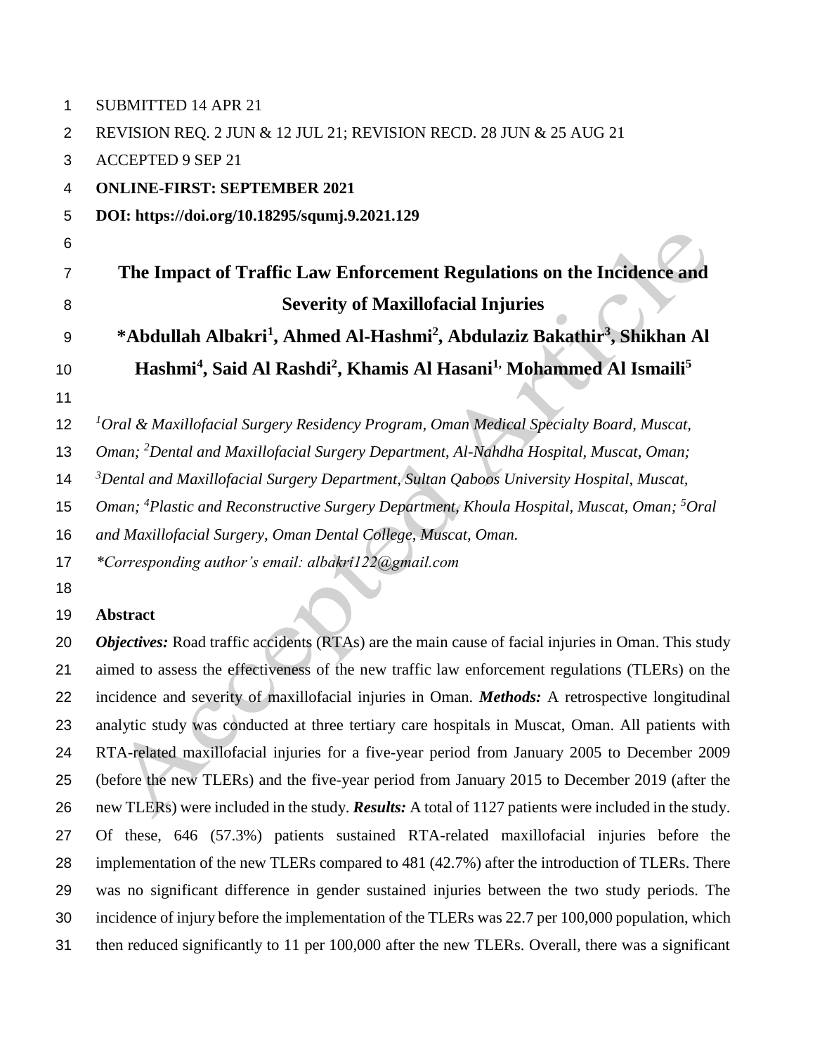SUBMITTED 14 APR 21

REVISION REQ. 2 JUN & 12 JUL 21; REVISION RECD. 28 JUN & 25 AUG 21

ACCEPTED 9 SEP 21

**ONLINE-FIRST: SEPTEMBER 2021**

**DOI: https://doi.org/10.18295/squmj.9.2021.129**

# The Impact of Traffic Law Enforcement Regulations on the Incidence and Severity of Maxillofacial Injuries

**\*Abdullah Albakri[1], Ahmed Al-Hashmi[2], Abdulaziz Bakathir[3], Shikhan Al Hashmi[4], Said Al Rashdi[2], Khamis Al Hasani[1], Mohammed Al Ismaili[5]**

*[1]Oral & Maxillofacial Surgery Residency Program, Oman Medical Specialty Board, Muscat, Oman; [2]Dental and Maxillofacial Surgery Department, Al-Nahdha Hospital, Muscat, Oman; [3]Dental and Maxillofacial Surgery Department, Sultan Qaboos University Hospital, Muscat, Oman; [4]Plastic and Reconstructive Surgery Department, Khoula Hospital, Muscat, Oman; [5]Oral and Maxillofacial Surgery, Oman Dental College, Muscat, Oman.*

*\*Corresponding author's email: albakri122@gmail.com*

## Abstract

***Objectives:*** Road traffic accidents (RTAs) are the main cause of facial injuries in Oman. This study aimed to assess the effectiveness of the new traffic law enforcement regulations (TLERs) on the incidence and severity of maxillofacial injuries in Oman. ***Methods:*** A retrospective longitudinal analytic study was conducted at three tertiary care hospitals in Muscat, Oman. All patients with RTA-related maxillofacial injuries for a five-year period from January 2005 to December 2009 (before the new TLERs) and the five-year period from January 2015 to December 2019 (after the new TLERs) were included in the study. ***Results:*** A total of 1127 patients were included in the study. Of these, 646 (57.3%) patients sustained RTA-related maxillofacial injuries before the implementation of the new TLERs compared to 481 (42.7%) after the introduction of TLERs. There was no significant difference in gender sustained injuries between the two study periods. The incidence of injury before the implementation of the TLERs was 22.7 per 100,000 population, which then reduced significantly to 11 per 100,000 after the new TLERs. Overall, there was a significant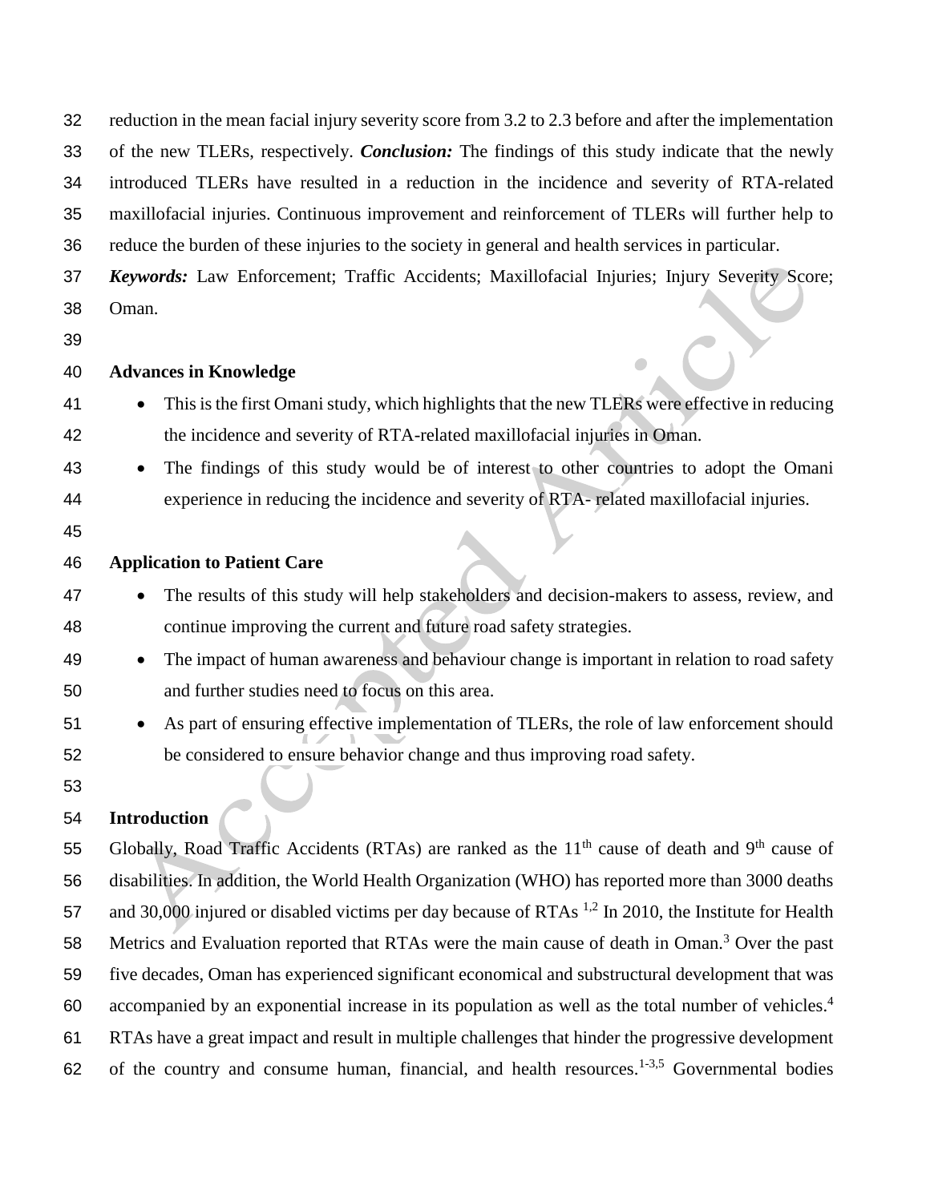reduction in the mean facial injury severity score from 3.2 to 2.3 before and after the implementation of the new TLERs, respectively. ***Conclusion:*** The findings of this study indicate that the newly introduced TLERs have resulted in a reduction in the incidence and severity of RTA-related maxillofacial injuries. Continuous improvement and reinforcement of TLERs will further help to reduce the burden of these injuries to the society in general and health services in particular.

***Keywords:*** Law Enforcement; Traffic Accidents; Maxillofacial Injuries; Injury Severity Score; Oman.

## Advances in Knowledge

- This is the first Omani study, which highlights that the new TLERs were effective in reducing the incidence and severity of RTA-related maxillofacial injuries in Oman.
- The findings of this study would be of interest to other countries to adopt the Omani experience in reducing the incidence and severity of RTA- related maxillofacial injuries.

## Application to Patient Care

- The results of this study will help stakeholders and decision-makers to assess, review, and continue improving the current and future road safety strategies.
- The impact of human awareness and behaviour change is important in relation to road safety and further studies need to focus on this area.
- As part of ensuring effective implementation of TLERs, the role of law enforcement should be considered to ensure behavior change and thus improving road safety.

## Introduction

Globally, Road Traffic Accidents (RTAs) are ranked as the 11th cause of death and 9th cause of disabilities. In addition, the World Health Organization (WHO) has reported more than 3000 deaths and 30,000 injured or disabled victims per day because of RTAs [1,2] In 2010, the Institute for Health Metrics and Evaluation reported that RTAs were the main cause of death in Oman.[3] Over the past five decades, Oman has experienced significant economical and substructural development that was accompanied by an exponential increase in its population as well as the total number of vehicles.[4] RTAs have a great impact and result in multiple challenges that hinder the progressive development of the country and consume human, financial, and health resources.[1-3,5] Governmental bodies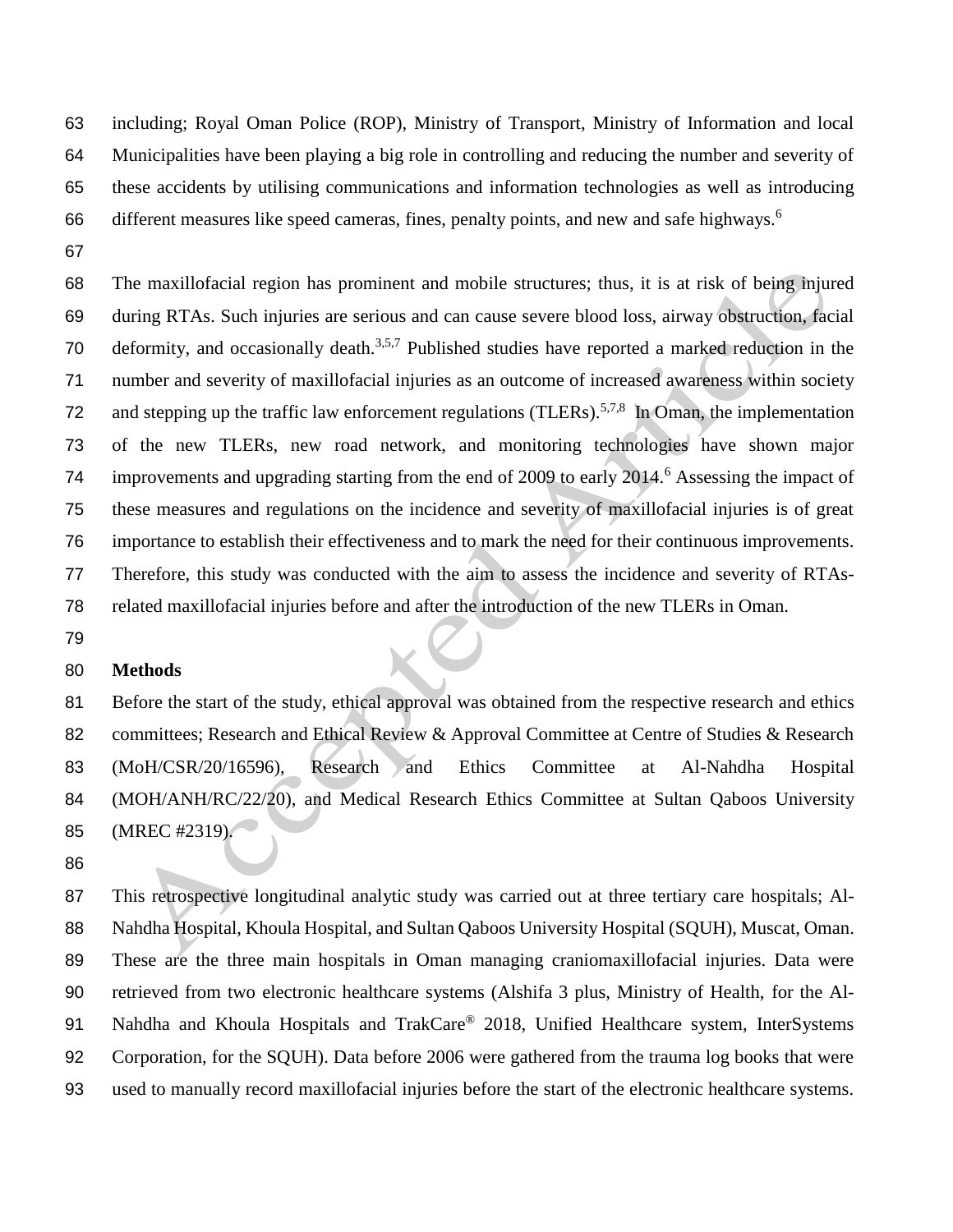including; Royal Oman Police (ROP), Ministry of Transport, Ministry of Information and local Municipalities have been playing a big role in controlling and reducing the number and severity of these accidents by utilising communications and information technologies as well as introducing different measures like speed cameras, fines, penalty points, and new and safe highways.[6]

The maxillofacial region has prominent and mobile structures; thus, it is at risk of being injured during RTAs. Such injuries are serious and can cause severe blood loss, airway obstruction, facial deformity, and occasionally death.[3,5,7] Published studies have reported a marked reduction in the number and severity of maxillofacial injuries as an outcome of increased awareness within society and stepping up the traffic law enforcement regulations (TLERs).[5,7,8] In Oman, the implementation of the new TLERs, new road network, and monitoring technologies have shown major improvements and upgrading starting from the end of 2009 to early 2014.[6] Assessing the impact of these measures and regulations on the incidence and severity of maxillofacial injuries is of great importance to establish their effectiveness and to mark the need for their continuous improvements. Therefore, this study was conducted with the aim to assess the incidence and severity of RTAs-related maxillofacial injuries before and after the introduction of the new TLERs in Oman.

## Methods

Before the start of the study, ethical approval was obtained from the respective research and ethics committees; Research and Ethical Review & Approval Committee at Centre of Studies & Research (MoH/CSR/20/16596), Research and Ethics Committee at Al-Nahdha Hospital (MOH/ANH/RC/22/20), and Medical Research Ethics Committee at Sultan Qaboos University (MREC #2319).

This retrospective longitudinal analytic study was carried out at three tertiary care hospitals; Al-Nahdha Hospital, Khoula Hospital, and Sultan Qaboos University Hospital (SQUH), Muscat, Oman. These are the three main hospitals in Oman managing craniomaxillofacial injuries. Data were retrieved from two electronic healthcare systems (Alshifa 3 plus, Ministry of Health, for the Al-Nahdha and Khoula Hospitals and TrakCare® 2018, Unified Healthcare system, InterSystems Corporation, for the SQUH). Data before 2006 were gathered from the trauma log books that were used to manually record maxillofacial injuries before the start of the electronic healthcare systems.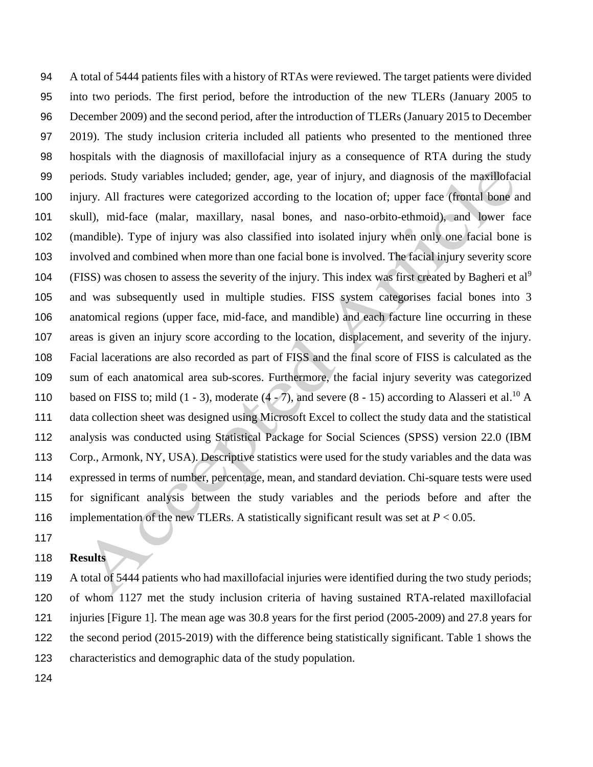A total of 5444 patients files with a history of RTAs were reviewed. The target patients were divided into two periods. The first period, before the introduction of the new TLERs (January 2005 to December 2009) and the second period, after the introduction of TLERs (January 2015 to December 2019). The study inclusion criteria included all patients who presented to the mentioned three hospitals with the diagnosis of maxillofacial injury as a consequence of RTA during the study periods. Study variables included; gender, age, year of injury, and diagnosis of the maxillofacial injury. All fractures were categorized according to the location of; upper face (frontal bone and skull), mid-face (malar, maxillary, nasal bones, and naso-orbito-ethmoid), and lower face (mandible). Type of injury was also classified into isolated injury when only one facial bone is involved and combined when more than one facial bone is involved. The facial injury severity score (FISS) was chosen to assess the severity of the injury. This index was first created by Bagheri et al[9] and was subsequently used in multiple studies. FISS system categorises facial bones into 3 anatomical regions (upper face, mid-face, and mandible) and each facture line occurring in these areas is given an injury score according to the location, displacement, and severity of the injury. Facial lacerations are also recorded as part of FISS and the final score of FISS is calculated as the sum of each anatomical area sub-scores. Furthermore, the facial injury severity was categorized based on FISS to; mild (1 - 3), moderate (4 - 7), and severe (8 - 15) according to Alasseri et al.[10] A data collection sheet was designed using Microsoft Excel to collect the study data and the statistical analysis was conducted using Statistical Package for Social Sciences (SPSS) version 22.0 (IBM Corp., Armonk, NY, USA). Descriptive statistics were used for the study variables and the data was expressed in terms of number, percentage, mean, and standard deviation. Chi-square tests were used for significant analysis between the study variables and the periods before and after the implementation of the new TLERs. A statistically significant result was set at $P < 0.05$.

## Results

A total of 5444 patients who had maxillofacial injuries were identified during the two study periods; of whom 1127 met the study inclusion criteria of having sustained RTA-related maxillofacial injuries [Figure 1]. The mean age was 30.8 years for the first period (2005-2009) and 27.8 years for the second period (2015-2019) with the difference being statistically significant. Table 1 shows the characteristics and demographic data of the study population.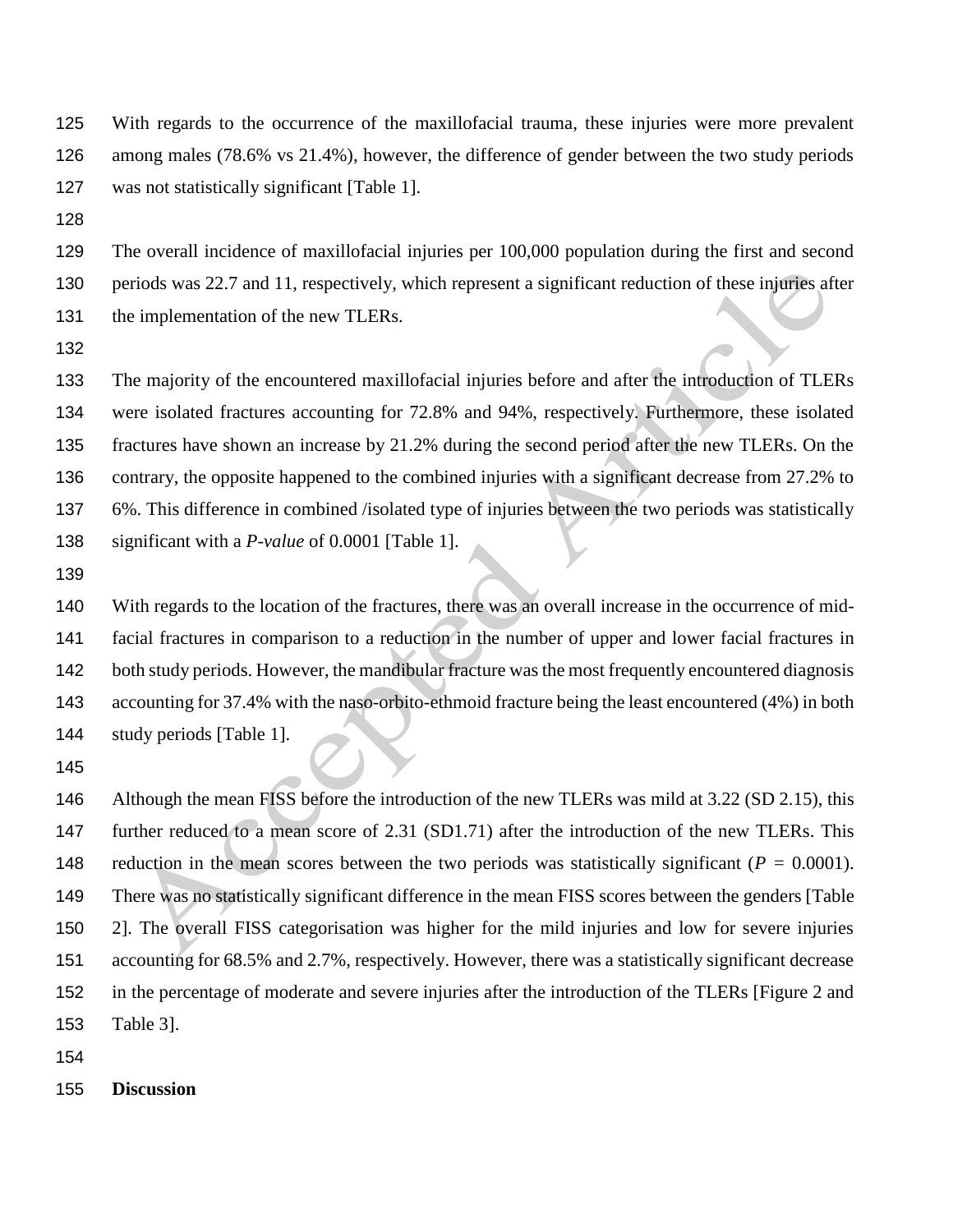With regards to the occurrence of the maxillofacial trauma, these injuries were more prevalent among males (78.6% vs 21.4%), however, the difference of gender between the two study periods was not statistically significant [Table 1].

The overall incidence of maxillofacial injuries per 100,000 population during the first and second periods was 22.7 and 11, respectively, which represent a significant reduction of these injuries after the implementation of the new TLERs.

The majority of the encountered maxillofacial injuries before and after the introduction of TLERs were isolated fractures accounting for 72.8% and 94%, respectively. Furthermore, these isolated fractures have shown an increase by 21.2% during the second period after the new TLERs. On the contrary, the opposite happened to the combined injuries with a significant decrease from 27.2% to 6%. This difference in combined /isolated type of injuries between the two periods was statistically significant with a *P-value* of 0.0001 [Table 1].

With regards to the location of the fractures, there was an overall increase in the occurrence of mid-facial fractures in comparison to a reduction in the number of upper and lower facial fractures in both study periods. However, the mandibular fracture was the most frequently encountered diagnosis accounting for 37.4% with the naso-orbito-ethmoid fracture being the least encountered (4%) in both study periods [Table 1].

Although the mean FISS before the introduction of the new TLERs was mild at 3.22 (SD 2.15), this further reduced to a mean score of 2.31 (SD1.71) after the introduction of the new TLERs. This reduction in the mean scores between the two periods was statistically significant ($P$ = 0.0001). There was no statistically significant difference in the mean FISS scores between the genders [Table 2]. The overall FISS categorisation was higher for the mild injuries and low for severe injuries accounting for 68.5% and 2.7%, respectively. However, there was a statistically significant decrease in the percentage of moderate and severe injuries after the introduction of the TLERs [Figure 2 and Table 3].

## Discussion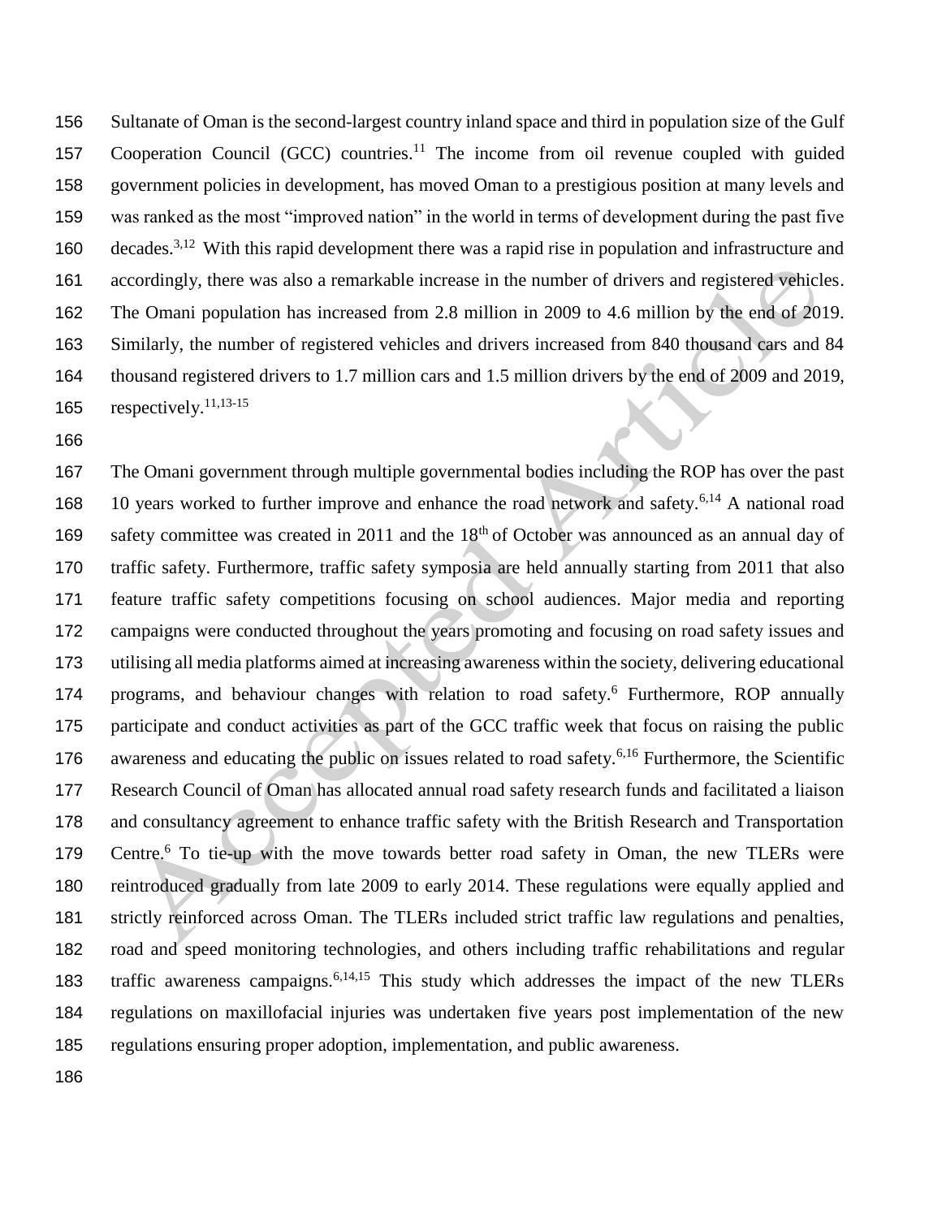Sultanate of Oman is the second-largest country inland space and third in population size of the Gulf Cooperation Council (GCC) countries.[11] The income from oil revenue coupled with guided government policies in development, has moved Oman to a prestigious position at many levels and was ranked as the most "improved nation" in the world in terms of development during the past five decades.[3,12] With this rapid development there was a rapid rise in population and infrastructure and accordingly, there was also a remarkable increase in the number of drivers and registered vehicles. The Omani population has increased from 2.8 million in 2009 to 4.6 million by the end of 2019. Similarly, the number of registered vehicles and drivers increased from 840 thousand cars and 84 thousand registered drivers to 1.7 million cars and 1.5 million drivers by the end of 2009 and 2019, respectively.[11,13-15]

The Omani government through multiple governmental bodies including the ROP has over the past 10 years worked to further improve and enhance the road network and safety.[6,14] A national road safety committee was created in 2011 and the 18th of October was announced as an annual day of traffic safety. Furthermore, traffic safety symposia are held annually starting from 2011 that also feature traffic safety competitions focusing on school audiences. Major media and reporting campaigns were conducted throughout the years promoting and focusing on road safety issues and utilising all media platforms aimed at increasing awareness within the society, delivering educational programs, and behaviour changes with relation to road safety.[6] Furthermore, ROP annually participate and conduct activities as part of the GCC traffic week that focus on raising the public awareness and educating the public on issues related to road safety.[6,16] Furthermore, the Scientific Research Council of Oman has allocated annual road safety research funds and facilitated a liaison and consultancy agreement to enhance traffic safety with the British Research and Transportation Centre.[6] To tie-up with the move towards better road safety in Oman, the new TLERs were reintroduced gradually from late 2009 to early 2014. These regulations were equally applied and strictly reinforced across Oman. The TLERs included strict traffic law regulations and penalties, road and speed monitoring technologies, and others including traffic rehabilitations and regular traffic awareness campaigns.[6,14,15] This study which addresses the impact of the new TLERs regulations on maxillofacial injuries was undertaken five years post implementation of the new regulations ensuring proper adoption, implementation, and public awareness.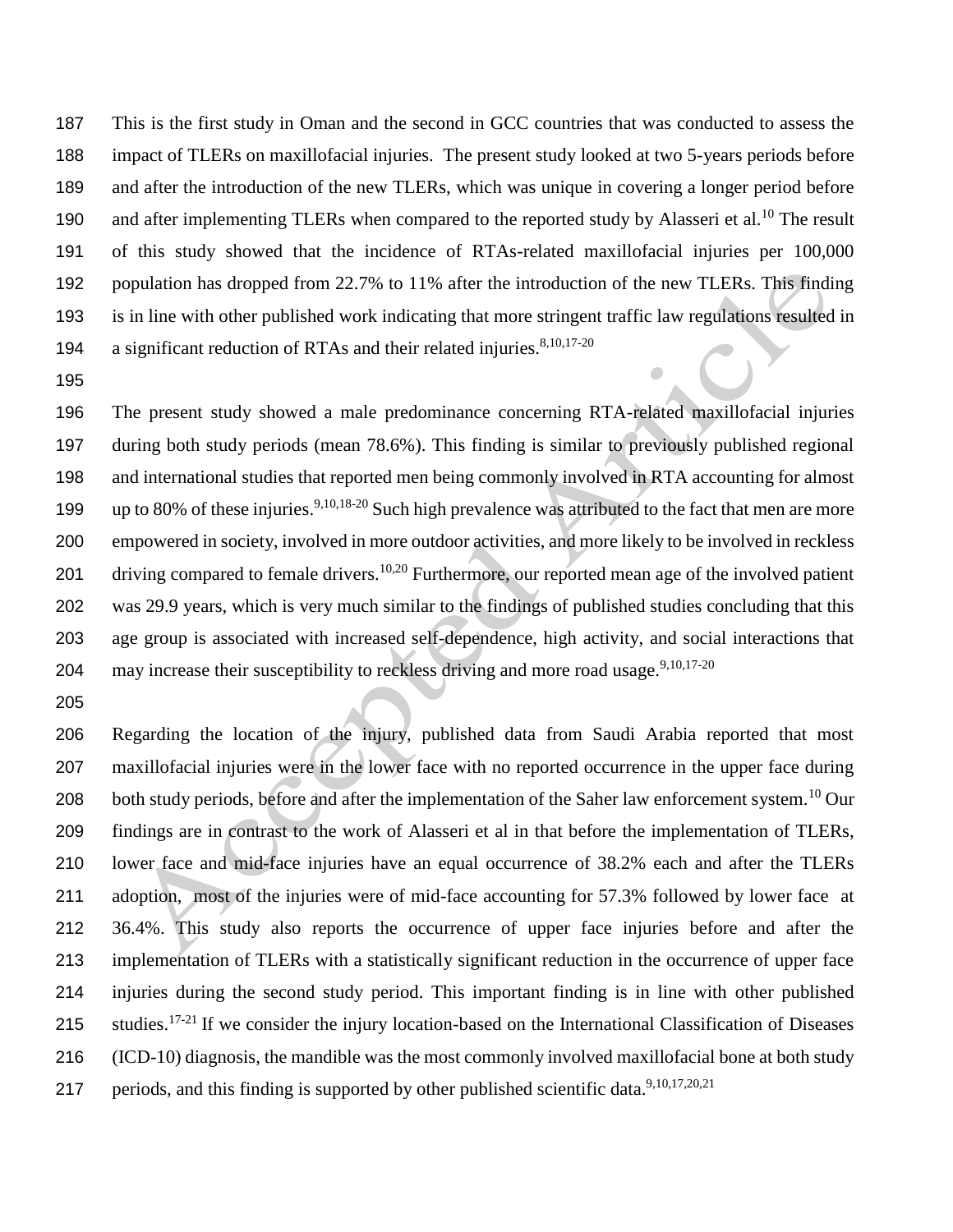This is the first study in Oman and the second in GCC countries that was conducted to assess the impact of TLERs on maxillofacial injuries. The present study looked at two 5-years periods before and after the introduction of the new TLERs, which was unique in covering a longer period before and after implementing TLERs when compared to the reported study by Alasseri et al.[10] The result of this study showed that the incidence of RTAs-related maxillofacial injuries per 100,000 population has dropped from 22.7% to 11% after the introduction of the new TLERs. This finding is in line with other published work indicating that more stringent traffic law regulations resulted in a significant reduction of RTAs and their related injuries.[8,10,17-20]

The present study showed a male predominance concerning RTA-related maxillofacial injuries during both study periods (mean 78.6%). This finding is similar to previously published regional and international studies that reported men being commonly involved in RTA accounting for almost up to 80% of these injuries.[9,10,18-20] Such high prevalence was attributed to the fact that men are more empowered in society, involved in more outdoor activities, and more likely to be involved in reckless driving compared to female drivers.[10,20] Furthermore, our reported mean age of the involved patient was 29.9 years, which is very much similar to the findings of published studies concluding that this age group is associated with increased self-dependence, high activity, and social interactions that may increase their susceptibility to reckless driving and more road usage.[9,10,17-20]

Regarding the location of the injury, published data from Saudi Arabia reported that most maxillofacial injuries were in the lower face with no reported occurrence in the upper face during both study periods, before and after the implementation of the Saher law enforcement system.[10] Our findings are in contrast to the work of Alasseri et al in that before the implementation of TLERs, lower face and mid-face injuries have an equal occurrence of 38.2% each and after the TLERs adoption, most of the injuries were of mid-face accounting for 57.3% followed by lower face at 36.4%. This study also reports the occurrence of upper face injuries before and after the implementation of TLERs with a statistically significant reduction in the occurrence of upper face injuries during the second study period. This important finding is in line with other published studies.[17-21] If we consider the injury location-based on the International Classification of Diseases (ICD-10) diagnosis, the mandible was the most commonly involved maxillofacial bone at both study periods, and this finding is supported by other published scientific data.[9,10,17,20,21]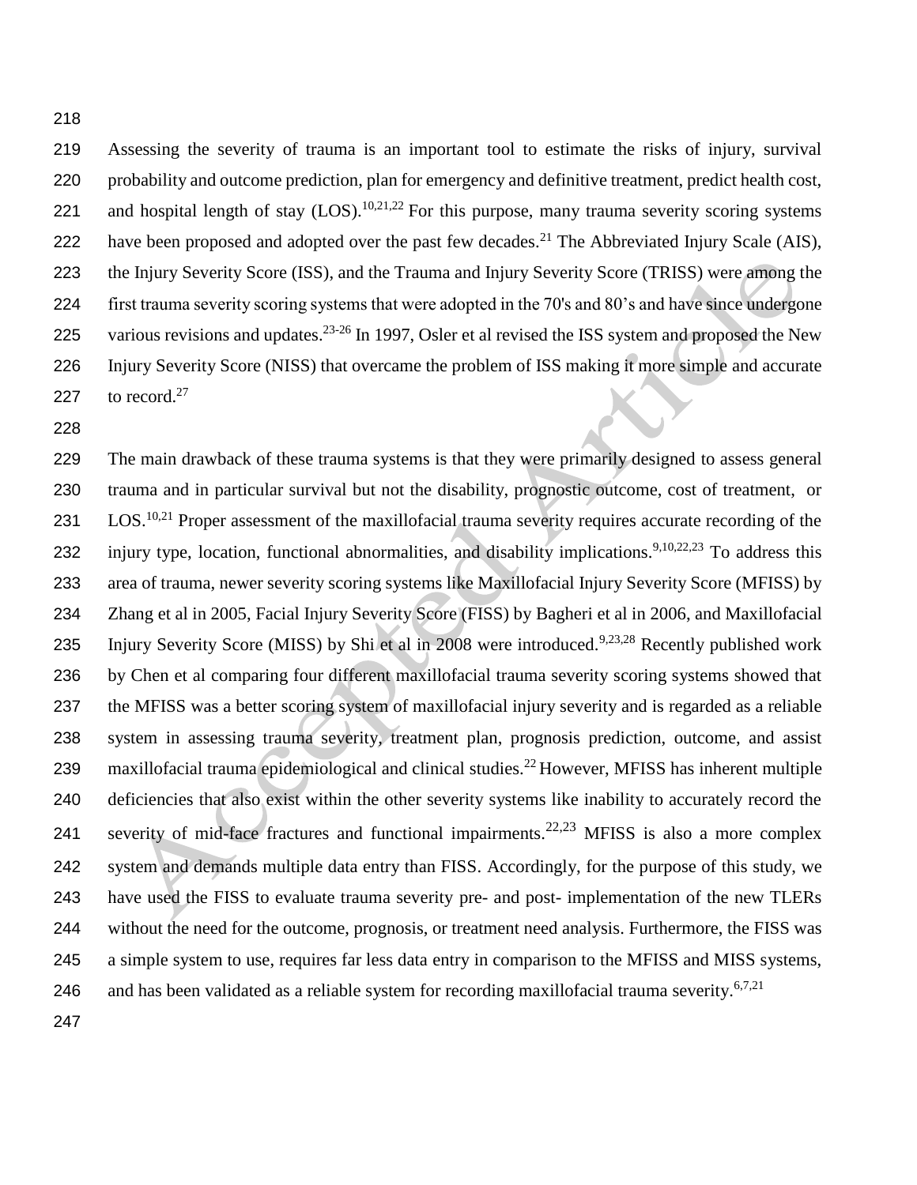Assessing the severity of trauma is an important tool to estimate the risks of injury, survival probability and outcome prediction, plan for emergency and definitive treatment, predict health cost, and hospital length of stay (LOS).[10,21,22] For this purpose, many trauma severity scoring systems have been proposed and adopted over the past few decades.[21] The Abbreviated Injury Scale (AIS), the Injury Severity Score (ISS), and the Trauma and Injury Severity Score (TRISS) were among the first trauma severity scoring systems that were adopted in the 70's and 80's and have since undergone various revisions and updates.[23-26] In 1997, Osler et al revised the ISS system and proposed the New Injury Severity Score (NISS) that overcame the problem of ISS making it more simple and accurate to record.[27]

The main drawback of these trauma systems is that they were primarily designed to assess general trauma and in particular survival but not the disability, prognostic outcome, cost of treatment, or LOS.[10,21] Proper assessment of the maxillofacial trauma severity requires accurate recording of the injury type, location, functional abnormalities, and disability implications.[9,10,22,23] To address this area of trauma, newer severity scoring systems like Maxillofacial Injury Severity Score (MFISS) by Zhang et al in 2005, Facial Injury Severity Score (FISS) by Bagheri et al in 2006, and Maxillofacial Injury Severity Score (MISS) by Shi et al in 2008 were introduced.[9,23,28] Recently published work by Chen et al comparing four different maxillofacial trauma severity scoring systems showed that the MFISS was a better scoring system of maxillofacial injury severity and is regarded as a reliable system in assessing trauma severity, treatment plan, prognosis prediction, outcome, and assist maxillofacial trauma epidemiological and clinical studies.[22] However, MFISS has inherent multiple deficiencies that also exist within the other severity systems like inability to accurately record the severity of mid-face fractures and functional impairments.[22,23] MFISS is also a more complex system and demands multiple data entry than FISS. Accordingly, for the purpose of this study, we have used the FISS to evaluate trauma severity pre- and post- implementation of the new TLERs without the need for the outcome, prognosis, or treatment need analysis. Furthermore, the FISS was a simple system to use, requires far less data entry in comparison to the MFISS and MISS systems, and has been validated as a reliable system for recording maxillofacial trauma severity.[6,7,21]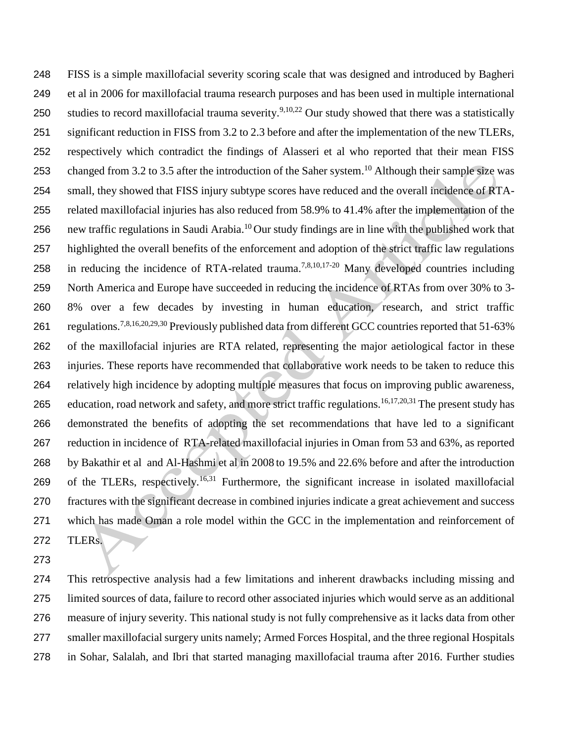FISS is a simple maxillofacial severity scoring scale that was designed and introduced by Bagheri et al in 2006 for maxillofacial trauma research purposes and has been used in multiple international studies to record maxillofacial trauma severity.[9,10,22] Our study showed that there was a statistically significant reduction in FISS from 3.2 to 2.3 before and after the implementation of the new TLERs, respectively which contradict the findings of Alasseri et al who reported that their mean FISS changed from 3.2 to 3.5 after the introduction of the Saher system.[10] Although their sample size was small, they showed that FISS injury subtype scores have reduced and the overall incidence of RTA-related maxillofacial injuries has also reduced from 58.9% to 41.4% after the implementation of the new traffic regulations in Saudi Arabia.[10] Our study findings are in line with the published work that highlighted the overall benefits of the enforcement and adoption of the strict traffic law regulations in reducing the incidence of RTA-related trauma.[7,8,10,17-20] Many developed countries including North America and Europe have succeeded in reducing the incidence of RTAs from over 30% to 3-8% over a few decades by investing in human education, research, and strict traffic regulations.[7,8,16,20,29,30] Previously published data from different GCC countries reported that 51-63% of the maxillofacial injuries are RTA related, representing the major aetiological factor in these injuries. These reports have recommended that collaborative work needs to be taken to reduce this relatively high incidence by adopting multiple measures that focus on improving public awareness, education, road network and safety, and more strict traffic regulations.[16,17,20,31] The present study has demonstrated the benefits of adopting the set recommendations that have led to a significant reduction in incidence of RTA-related maxillofacial injuries in Oman from 53 and 63%, as reported by Bakathir et al and Al-Hashmi et al in 2008 to 19.5% and 22.6% before and after the introduction of the TLERs, respectively.[16,31] Furthermore, the significant increase in isolated maxillofacial fractures with the significant decrease in combined injuries indicate a great achievement and success which has made Oman a role model within the GCC in the implementation and reinforcement of TLERs.

This retrospective analysis had a few limitations and inherent drawbacks including missing and limited sources of data, failure to record other associated injuries which would serve as an additional measure of injury severity. This national study is not fully comprehensive as it lacks data from other smaller maxillofacial surgery units namely; Armed Forces Hospital, and the three regional Hospitals in Sohar, Salalah, and Ibri that started managing maxillofacial trauma after 2016. Further studies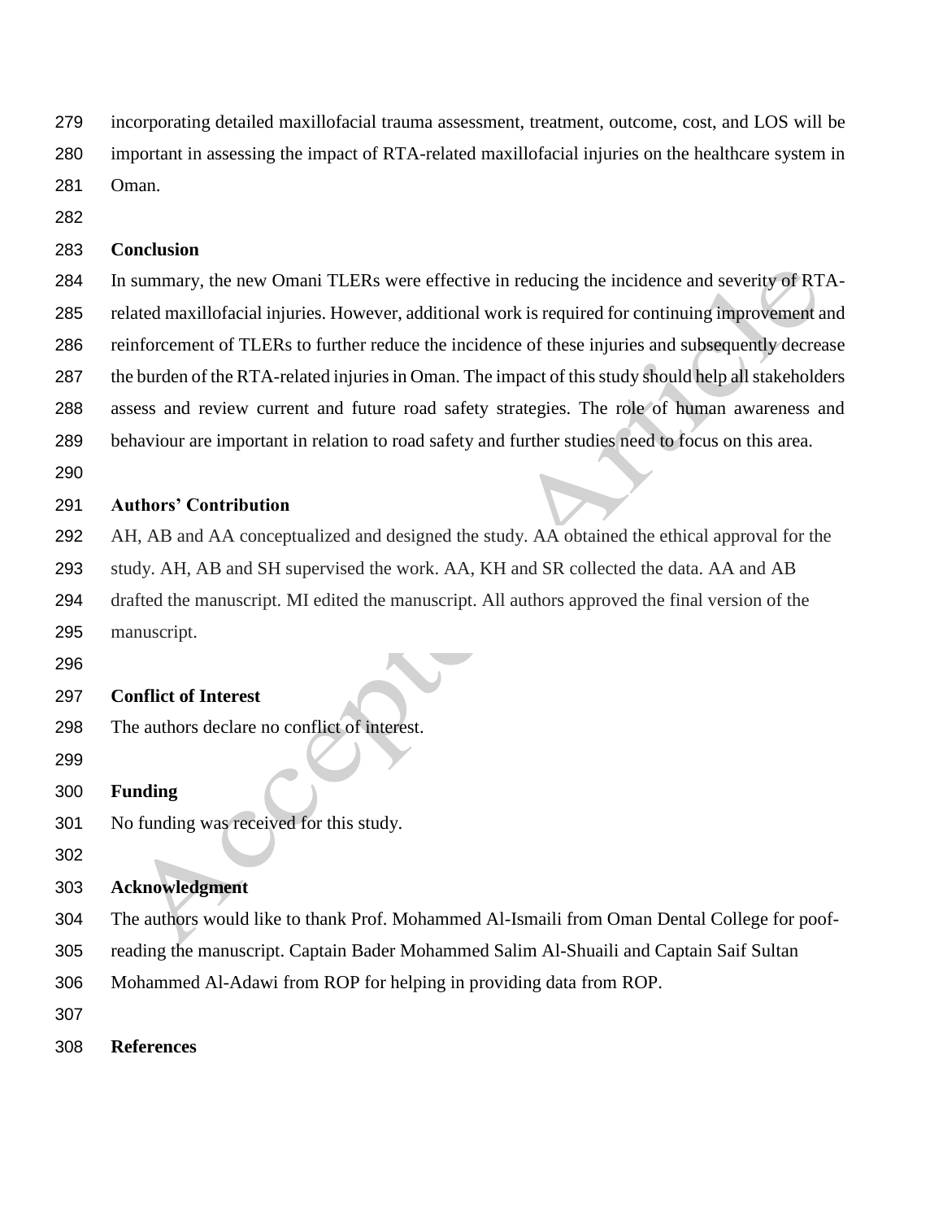incorporating detailed maxillofacial trauma assessment, treatment, outcome, cost, and LOS will be important in assessing the impact of RTA-related maxillofacial injuries on the healthcare system in Oman.

## Conclusion

In summary, the new Omani TLERs were effective in reducing the incidence and severity of RTA-related maxillofacial injuries. However, additional work is required for continuing improvement and reinforcement of TLERs to further reduce the incidence of these injuries and subsequently decrease the burden of the RTA-related injuries in Oman. The impact of this study should help all stakeholders assess and review current and future road safety strategies. The role of human awareness and behaviour are important in relation to road safety and further studies need to focus on this area.

## Authors' Contribution

AH, AB and AA conceptualized and designed the study. AA obtained the ethical approval for the study. AH, AB and SH supervised the work. AA, KH and SR collected the data. AA and AB drafted the manuscript. MI edited the manuscript. All authors approved the final version of the manuscript.

## Conflict of Interest

The authors declare no conflict of interest.

## Funding

No funding was received for this study.

## Acknowledgment

The authors would like to thank Prof. Mohammed Al-Ismaili from Oman Dental College for poof-reading the manuscript. Captain Bader Mohammed Salim Al-Shuaili and Captain Saif Sultan Mohammed Al-Adawi from ROP for helping in providing data from ROP.

## References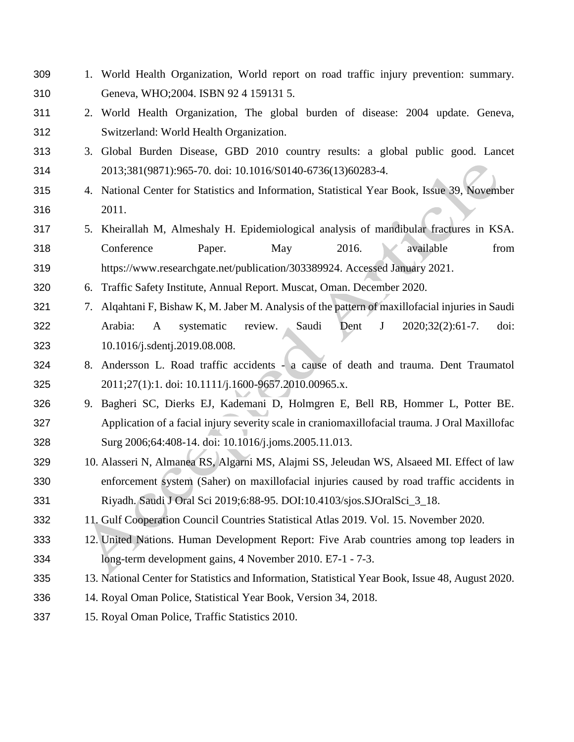1. World Health Organization, World report on road traffic injury prevention: summary. Geneva, WHO;2004. ISBN 92 4 159131 5.
2. World Health Organization, The global burden of disease: 2004 update. Geneva, Switzerland: World Health Organization.
3. Global Burden Disease, GBD 2010 country results: a global public good. Lancet 2013;381(9871):965-70. doi: 10.1016/S0140-6736(13)60283-4.
4. National Center for Statistics and Information, Statistical Year Book, Issue 39, November 2011.
5. Kheirallah M, Almeshaly H. Epidemiological analysis of mandibular fractures in KSA. Conference Paper. May 2016. available from https://www.researchgate.net/publication/303389924. Accessed January 2021.
6. Traffic Safety Institute, Annual Report. Muscat, Oman. December 2020.
7. Alqahtani F, Bishaw K, M. Jaber M. Analysis of the pattern of maxillofacial injuries in Saudi Arabia: A systematic review. Saudi Dent J 2020;32(2):61-7. doi: 10.1016/j.sdentj.2019.08.008.
8. Andersson L. Road traffic accidents - a cause of death and trauma. Dent Traumatol 2011;27(1):1. doi: 10.1111/j.1600-9657.2010.00965.x.
9. Bagheri SC, Dierks EJ, Kademani D, Holmgren E, Bell RB, Hommer L, Potter BE. Application of a facial injury severity scale in craniomaxillofacial trauma. J Oral Maxillofac Surg 2006;64:408-14. doi: 10.1016/j.joms.2005.11.013.
10. Alasseri N, Almanea RS, Algarni MS, Alajmi SS, Jeleudan WS, Alsaeed MI. Effect of law enforcement system (Saher) on maxillofacial injuries caused by road traffic accidents in Riyadh. Saudi J Oral Sci 2019;6:88-95. DOI:10.4103/sjos.SJOralSci_3_18.
11. Gulf Cooperation Council Countries Statistical Atlas 2019. Vol. 15. November 2020.
12. United Nations. Human Development Report: Five Arab countries among top leaders in long-term development gains, 4 November 2010. E7-1 - 7-3.
13. National Center for Statistics and Information, Statistical Year Book, Issue 48, August 2020.
14. Royal Oman Police, Statistical Year Book, Version 34, 2018.
15. Royal Oman Police, Traffic Statistics 2010.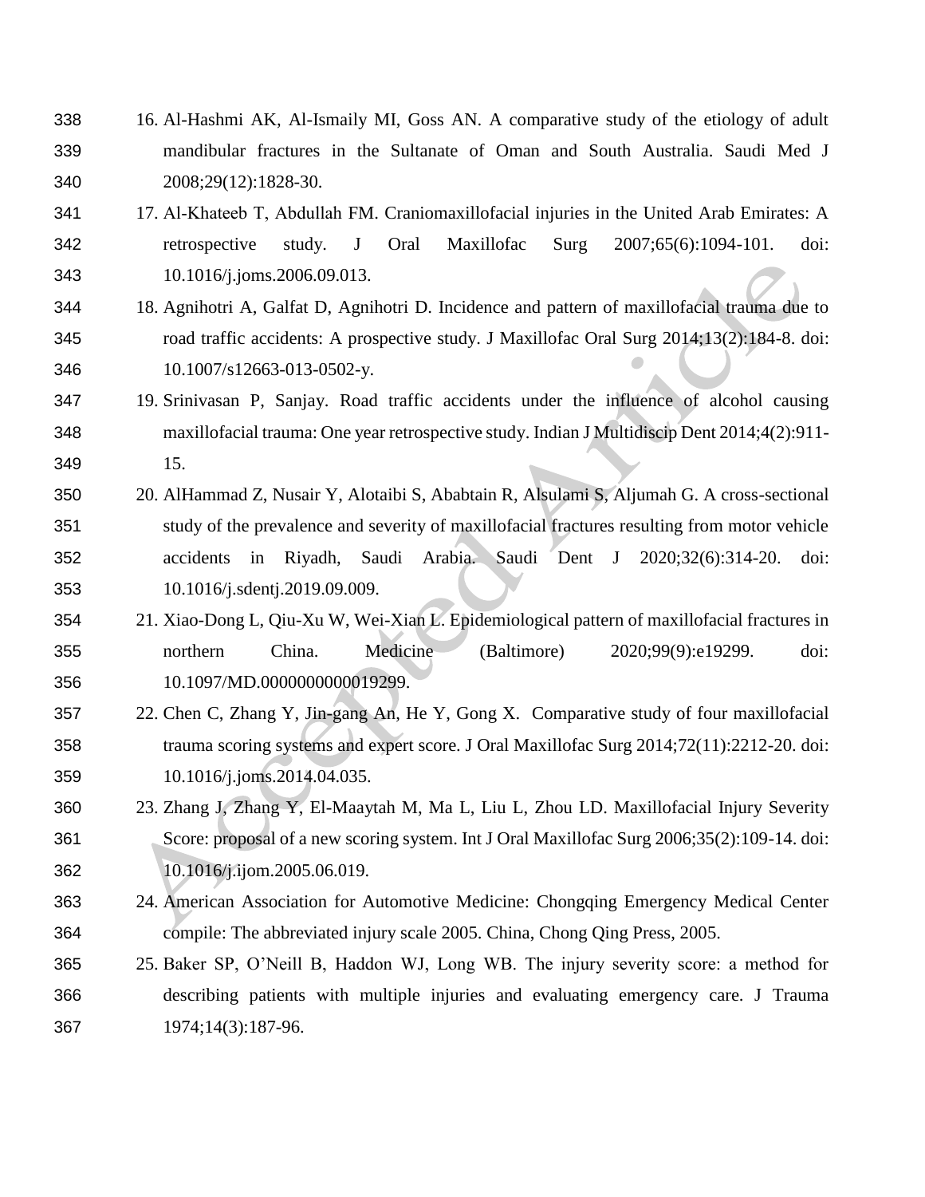16. Al-Hashmi AK, Al-Ismaily MI, Goss AN. A comparative study of the etiology of adult mandibular fractures in the Sultanate of Oman and South Australia. Saudi Med J 2008;29(12):1828-30.
17. Al-Khateeb T, Abdullah FM. Craniomaxillofacial injuries in the United Arab Emirates: A retrospective study. J Oral Maxillofac Surg 2007;65(6):1094-101. doi: 10.1016/j.joms.2006.09.013.
18. Agnihotri A, Galfat D, Agnihotri D. Incidence and pattern of maxillofacial trauma due to road traffic accidents: A prospective study. J Maxillofac Oral Surg 2014;13(2):184-8. doi: 10.1007/s12663-013-0502-y.
19. Srinivasan P, Sanjay. Road traffic accidents under the influence of alcohol causing maxillofacial trauma: One year retrospective study. Indian J Multidiscip Dent 2014;4(2):911-15.
20. AlHammad Z, Nusair Y, Alotaibi S, Ababtain R, Alsulami S, Aljumah G. A cross-sectional study of the prevalence and severity of maxillofacial fractures resulting from motor vehicle accidents in Riyadh, Saudi Arabia. Saudi Dent J 2020;32(6):314-20. doi: 10.1016/j.sdentj.2019.09.009.
21. Xiao-Dong L, Qiu-Xu W, Wei-Xian L. Epidemiological pattern of maxillofacial fractures in northern China. Medicine (Baltimore) 2020;99(9):e19299. doi: 10.1097/MD.0000000000019299.
22. Chen C, Zhang Y, Jin-gang An, He Y, Gong X. Comparative study of four maxillofacial trauma scoring systems and expert score. J Oral Maxillofac Surg 2014;72(11):2212-20. doi: 10.1016/j.joms.2014.04.035.
23. Zhang J, Zhang Y, El-Maaytah M, Ma L, Liu L, Zhou LD. Maxillofacial Injury Severity Score: proposal of a new scoring system. Int J Oral Maxillofac Surg 2006;35(2):109-14. doi: 10.1016/j.ijom.2005.06.019.
24. American Association for Automotive Medicine: Chongqing Emergency Medical Center compile: The abbreviated injury scale 2005. China, Chong Qing Press, 2005.
25. Baker SP, O'Neill B, Haddon WJ, Long WB. The injury severity score: a method for describing patients with multiple injuries and evaluating emergency care. J Trauma 1974;14(3):187-96.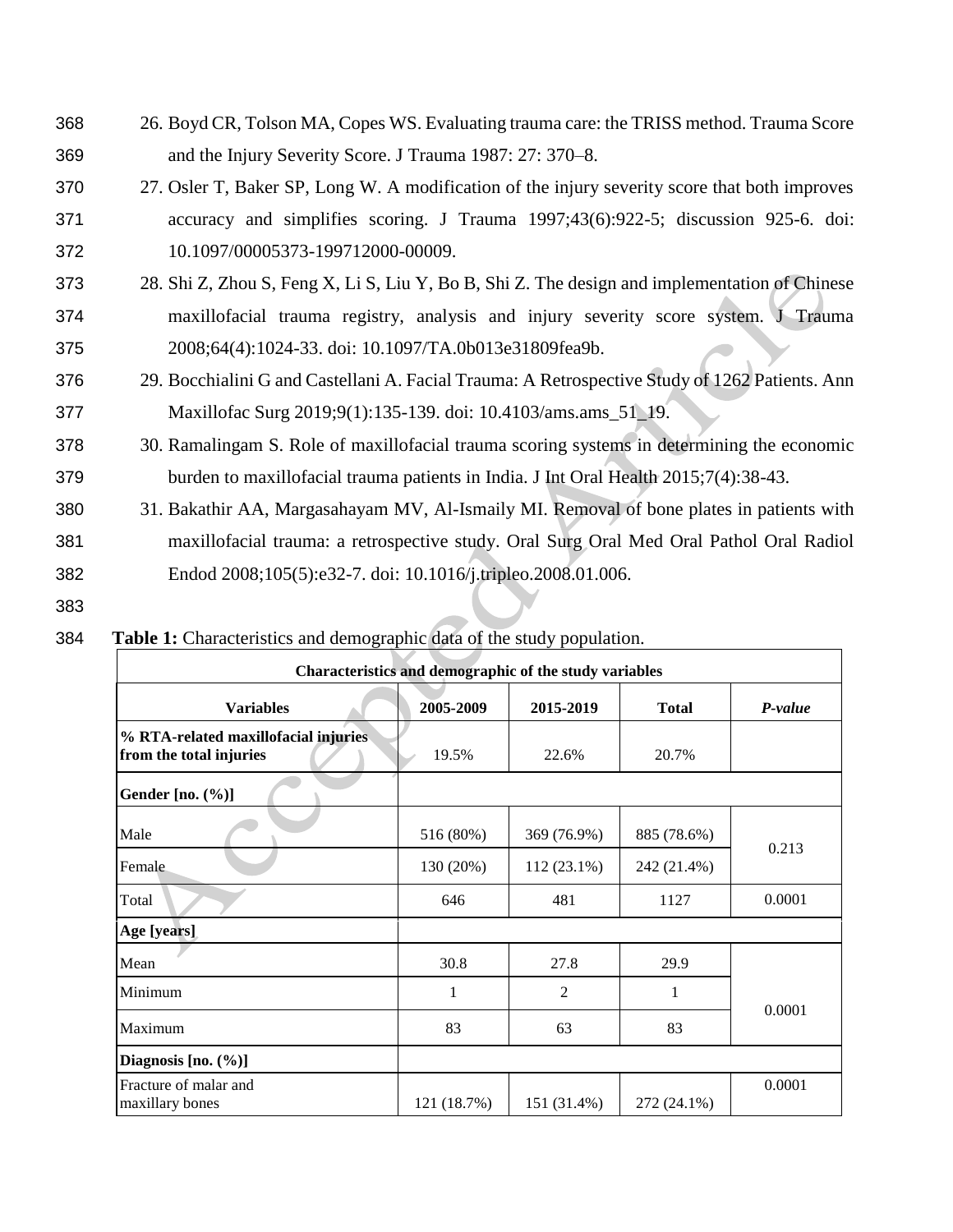26. Boyd CR, Tolson MA, Copes WS. Evaluating trauma care: the TRISS method. Trauma Score and the Injury Severity Score. J Trauma 1987: 27: 370–8.
27. Osler T, Baker SP, Long W. A modification of the injury severity score that both improves accuracy and simplifies scoring. J Trauma 1997;43(6):922-5; discussion 925-6. doi: 10.1097/00005373-199712000-00009.
28. Shi Z, Zhou S, Feng X, Li S, Liu Y, Bo B, Shi Z. The design and implementation of Chinese maxillofacial trauma registry, analysis and injury severity score system. J Trauma 2008;64(4):1024-33. doi: 10.1097/TA.0b013e31809fea9b.
29. Bocchialini G and Castellani A. Facial Trauma: A Retrospective Study of 1262 Patients. Ann Maxillofac Surg 2019;9(1):135-139. doi: 10.4103/ams.ams_51_19.
30. Ramalingam S. Role of maxillofacial trauma scoring systems in determining the economic burden to maxillofacial trauma patients in India. J Int Oral Health 2015;7(4):38-43.
31. Bakathir AA, Margasahayam MV, Al-Ismaily MI. Removal of bone plates in patients with maxillofacial trauma: a retrospective study. Oral Surg Oral Med Oral Pathol Oral Radiol Endod 2008;105(5):e32-7. doi: 10.1016/j.tripleo.2008.01.006.

**Table 1:** Characteristics and demographic data of the study population.

| Characteristics and demographic of the study variables | | | | |
|---|---|---|---|---|
| **Variables** | **2005-2009** | **2015-2019** | **Total** | ***P-value*** |
| **% RTA-related maxillofacial injuries from the total injuries** | 19.5% | 22.6% | 20.7% | |
| **Gender [no. (%)]** | | | | |
| Male | 516 (80%) | 369 (76.9%) | 885 (78.6%) | 0.213 |
| Female | 130 (20%) | 112 (23.1%) | 242 (21.4%) | |
| Total | 646 | 481 | 1127 | 0.0001 |
| **Age [years]** | | | | |
| Mean | 30.8 | 27.8 | 29.9 | 0.0001 |
| Minimum | 1 | 2 | 1 | |
| Maximum | 83 | 63 | 83 | |
| **Diagnosis [no. (%)]** | | | | |
| Fracture of malar and maxillary bones | 121 (18.7%) | 151 (31.4%) | 272 (24.1%) | 0.0001 |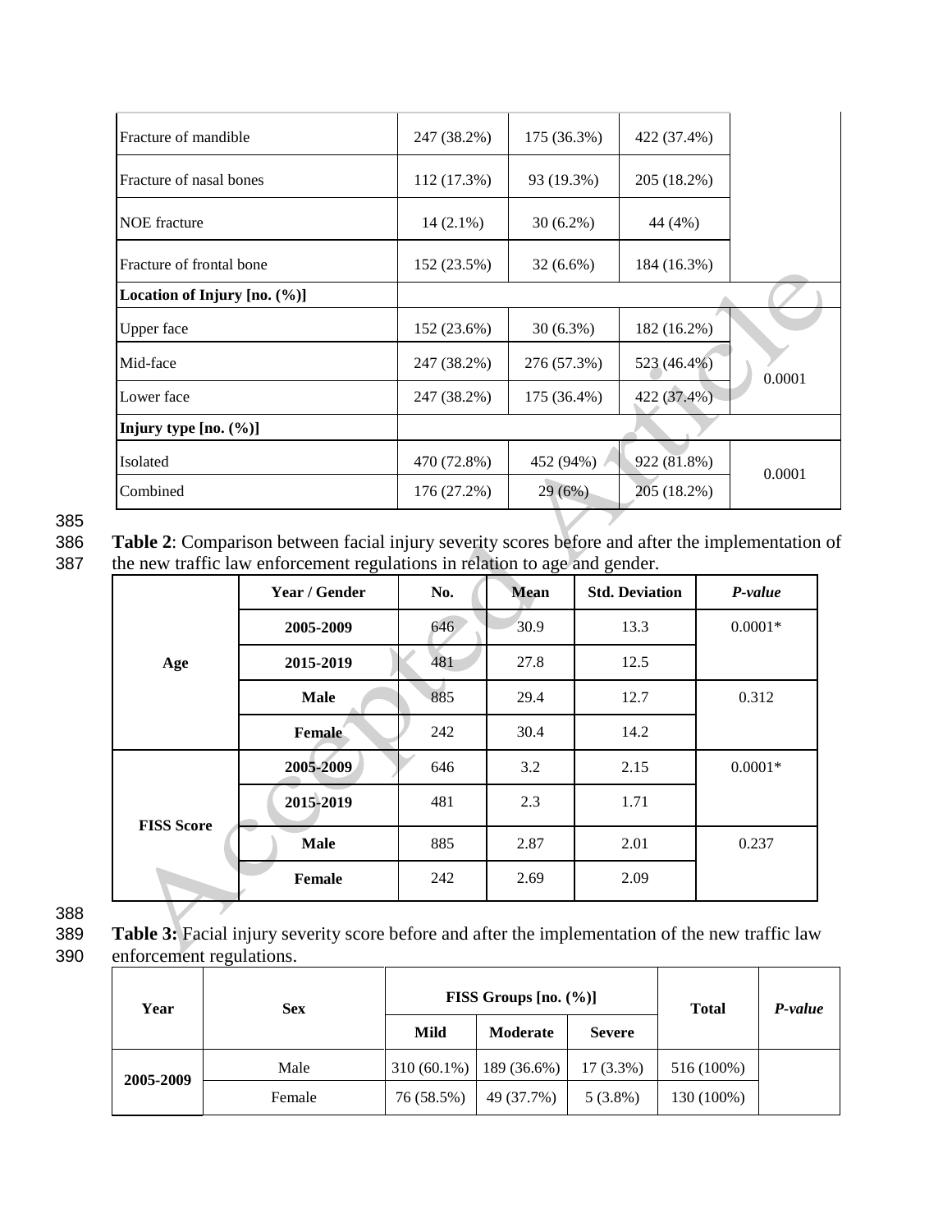| | | | | |
|---|---|---|---|---|
| Fracture of mandible | 247 (38.2%) | 175 (36.3%) | 422 (37.4%) | |
| Fracture of nasal bones | 112 (17.3%) | 93 (19.3%) | 205 (18.2%) | |
| NOE fracture | 14 (2.1%) | 30 (6.2%) | 44 (4%) | |
| Fracture of frontal bone | 152 (23.5%) | 32 (6.6%) | 184 (16.3%) | |
| **Location of Injury [no. (%)]** | | | | |
| Upper face | 152 (23.6%) | 30 (6.3%) | 182 (16.2%) | 0.0001 |
| Mid-face | 247 (38.2%) | 276 (57.3%) | 523 (46.4%) | |
| Lower face | 247 (38.2%) | 175 (36.4%) | 422 (37.4%) | |
| **Injury type [no. (%)]** | | | | |
| Isolated | 470 (72.8%) | 452 (94%) | 922 (81.8%) | 0.0001 |
| Combined | 176 (27.2%) | 29 (6%) | 205 (18.2%) | |

**Table 2**: Comparison between facial injury severity scores before and after the implementation of the new traffic law enforcement regulations in relation to age and gender.

| | Year / Gender | No. | Mean | Std. Deviation | *P-value* |
|---|---|---|---|---|---|
| **Age** | **2005-2009** | 646 | 30.9 | 13.3 | 0.0001* |
| | **2015-2019** | 481 | 27.8 | 12.5 | |
| | **Male** | 885 | 29.4 | 12.7 | 0.312 |
| | **Female** | 242 | 30.4 | 14.2 | |
| **FISS Score** | **2005-2009** | 646 | 3.2 | 2.15 | 0.0001* |
| | **2015-2019** | 481 | 2.3 | 1.71 | |
| | **Male** | 885 | 2.87 | 2.01 | 0.237 |
| | **Female** | 242 | 2.69 | 2.09 | |

**Table 3:** Facial injury severity score before and after the implementation of the new traffic law enforcement regulations.

| Year | Sex | FISS Groups [no. (%)] | | | Total | *P-value* |
|---|---|---|---|---|---|---|
| | | Mild | Moderate | Severe | | |
| **2005-2009** | Male | 310 (60.1%) | 189 (36.6%) | 17 (3.3%) | 516 (100%) | |
| | Female | 76 (58.5%) | 49 (37.7%) | 5 (3.8%) | 130 (100%) | |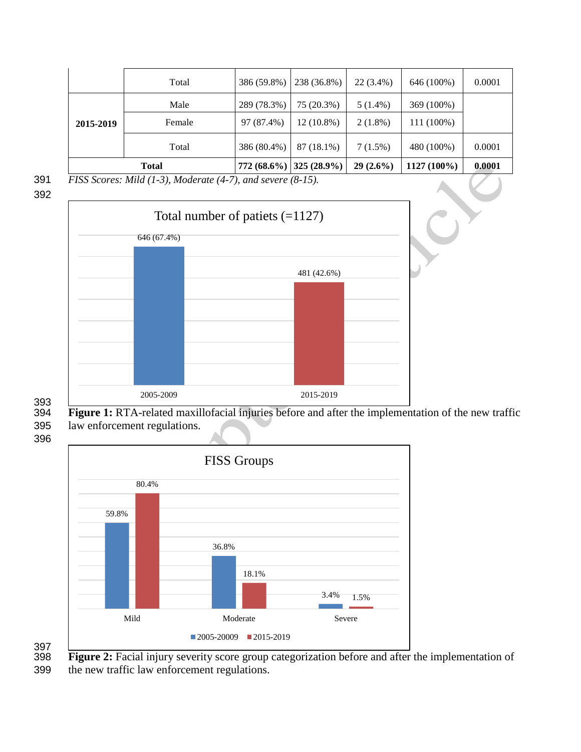| | | | | | | |
|---|---|---|---|---|---|---|
| | Total | 386 (59.8%) | 238 (36.8%) | 22 (3.4%) | 646 (100%) | 0.0001 |
| **2015-2019** | Male | 289 (78.3%) | 75 (20.3%) | 5 (1.4%) | 369 (100%) | |
| | Female | 97 (87.4%) | 12 (10.8%) | 2 (1.8%) | 111 (100%) | |
| | Total | 386 (80.4%) | 87 (18.1%) | 7 (1.5%) | 480 (100%) | 0.0001 |
| **Total** | | **772 (68.6%)** | **325 (28.9%)** | **29 (2.6%)** | **1127 (100%)** | **0.0001** |

*FISS Scores: Mild (1-3), Moderate (4-7), and severe (8-15).*

Total number of patiets (=1127)

646 (67.4%)

481 (42.6%)

2005-2009

2015-2019

**Figure 1:** RTA-related maxillofacial injuries before and after the implementation of the new traffic law enforcement regulations.

FISS Groups

59.8%

80.4%

36.8%

18.1%

3.4%

1.5%

Mild

Moderate

Severe

2005-20009

2015-2019

**Figure 2:** Facial injury severity score group categorization before and after the implementation of the new traffic law enforcement regulations.